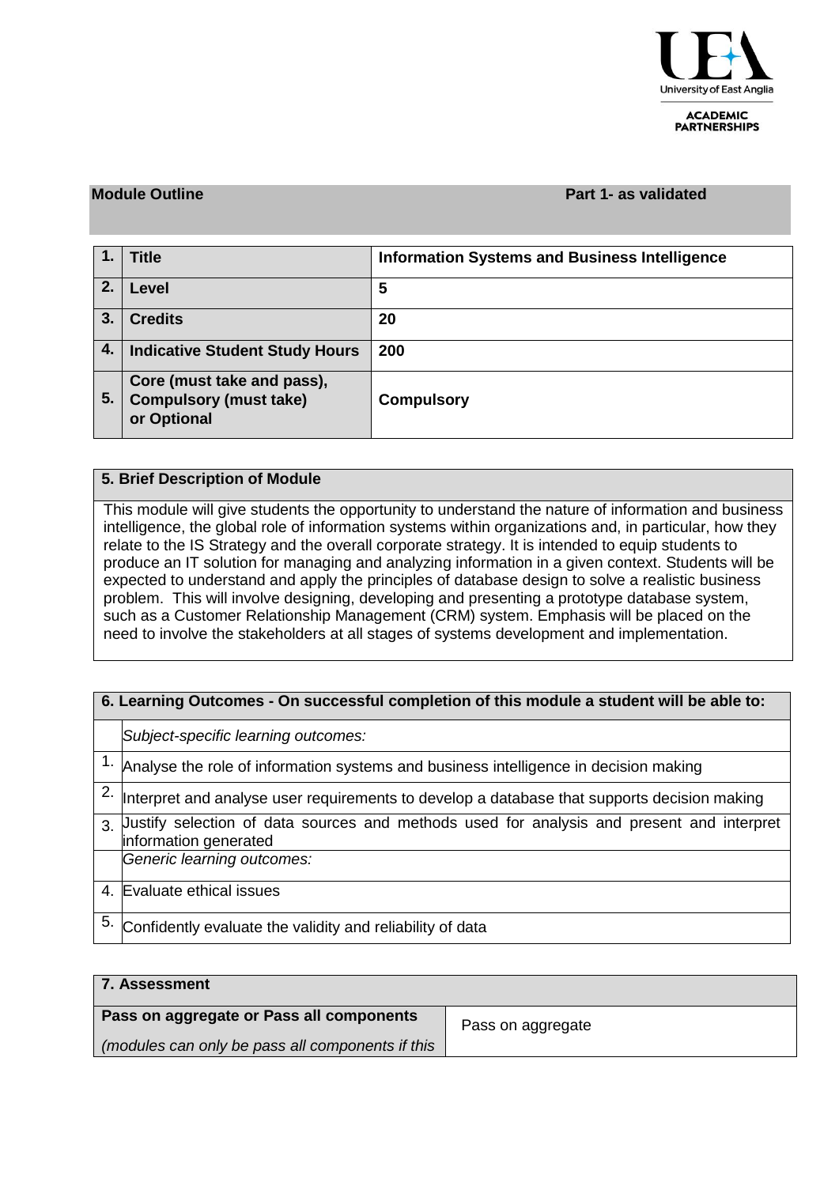**Module Outline** **Part 1- as validated**

| 1. | Title | Information Systems and Business Intelligence |
|---|---|---|
| 2. | Level | 5 |
| 3. | Credits | 20 |
| 4. | Indicative Student Study Hours | 200 |
| 5. | Core (must take and pass), Compulsory (must take) or Optional | Compulsory |

| 5. Brief Description of Module |
|---|
| This module will give students the opportunity to understand the nature of information and business intelligence, the global role of information systems within organizations and, in particular, how they relate to the IS Strategy and the overall corporate strategy. It is intended to equip students to produce an IT solution for managing and analyzing information in a given context. Students will be expected to understand and apply the principles of database design to solve a realistic business problem. This will involve designing, developing and presenting a prototype database system, such as a Customer Relationship Management (CRM) system. Emphasis will be placed on the need to involve the stakeholders at all stages of systems development and implementation. |

| 6. Learning Outcomes - On successful completion of this module a student will be able to: | |
|---|---|
| | *Subject-specific learning outcomes:* |
| 1. | Analyse the role of information systems and business intelligence in decision making |
| 2. | Interpret and analyse user requirements to develop a database that supports decision making |
| 3. | Justify selection of data sources and methods used for analysis and present and interpret information generated |
| | *Generic learning outcomes:* |
| 4. | Evaluate ethical issues |
| 5. | Confidently evaluate the validity and reliability of data |

| 7. Assessment | |
|---|---|
| **Pass on aggregate or Pass all components** *(modules can only be pass all components if this* | Pass on aggregate |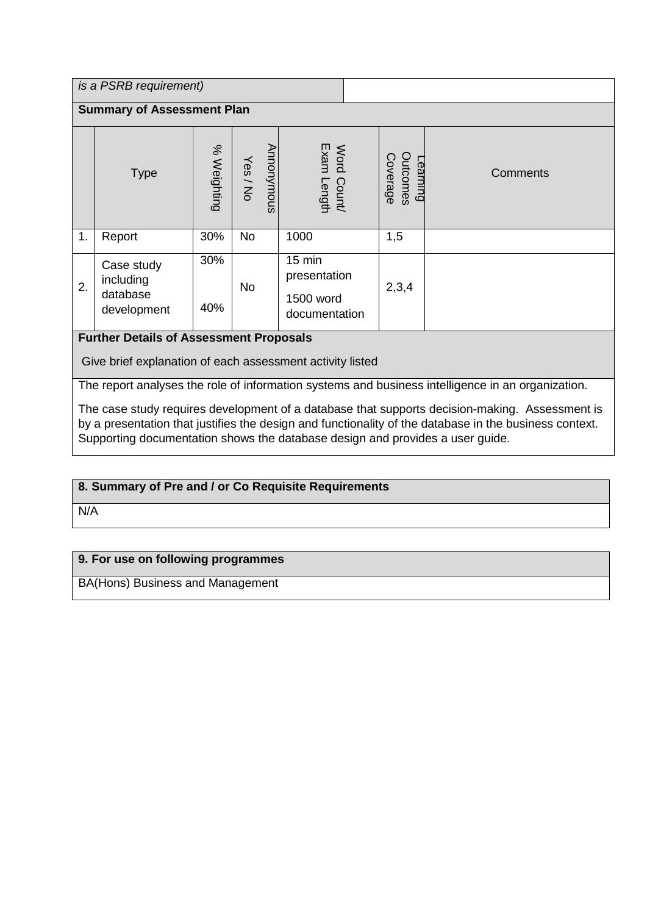| *is a PSRB requirement)* | |
|---|---|

**Summary of Assessment Plan**

| | Type | % Weighting | Annonymous Yes / No | Word Count/ Exam Length | Learning Outcomes Coverage | Comments |
|---|---|---|---|---|---|---|
| 1. | Report | 30% | No | 1000 | 1,5 | |
| 2. | Case study including database development | 30%<br><br>40% | No | 15 min presentation<br><br>1500 word documentation | 2,3,4 | |

**Further Details of Assessment Proposals**

Give brief explanation of each assessment activity listed

The report analyses the role of information systems and business intelligence in an organization.

The case study requires development of a database that supports decision-making. Assessment is by a presentation that justifies the design and functionality of the database in the business context. Supporting documentation shows the database design and provides a user guide.

**8. Summary of Pre and / or Co Requisite Requirements**

N/A

**9. For use on following programmes**

BA(Hons) Business and Management